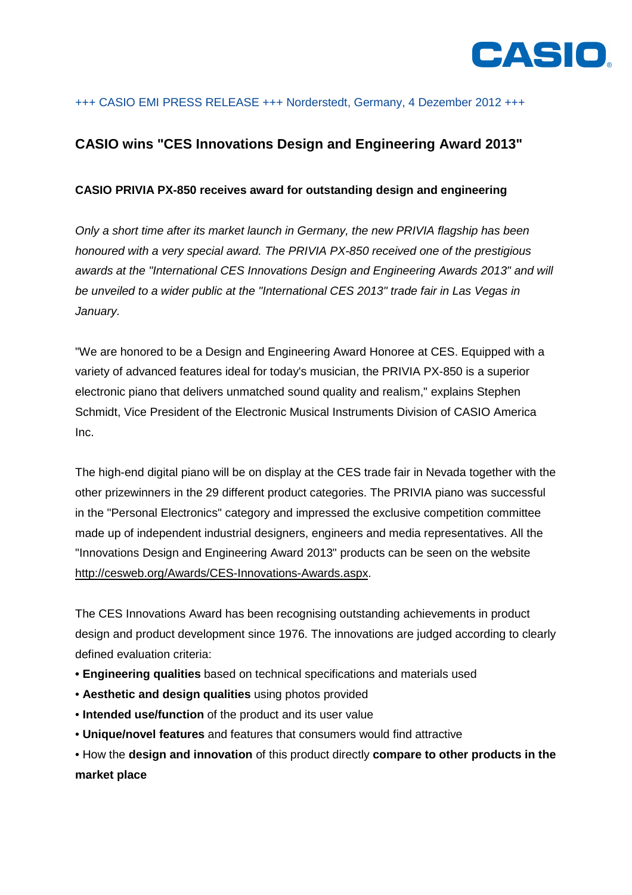+++ CASIO EMI PRESS RELEASE +++ Norderstedt, Germany, 4 Dezember 2012 +++

## CASIO wins "CES Innovations Design and Engineering Award 2013"

**CASIO PRIVIA PX-850 receives award for outstanding design and engineering**

*Only a short time after its market launch in Germany, the new PRIVIA flagship has been honoured with a very special award. The PRIVIA PX-850 received one of the prestigious awards at the "International CES Innovations Design and Engineering Awards 2013" and will be unveiled to a wider public at the "International CES 2013" trade fair in Las Vegas in January.*

"We are honored to be a Design and Engineering Award Honoree at CES. Equipped with a variety of advanced features ideal for today's musician, the PRIVIA PX-850 is a superior electronic piano that delivers unmatched sound quality and realism," explains Stephen Schmidt, Vice President of the Electronic Musical Instruments Division of CASIO America Inc.

The high-end digital piano will be on display at the CES trade fair in Nevada together with the other prizewinners in the 29 different product categories. The PRIVIA piano was successful in the "Personal Electronics" category and impressed the exclusive competition committee made up of independent industrial designers, engineers and media representatives. All the "Innovations Design and Engineering Award 2013" products can be seen on the website http://cesweb.org/Awards/CES-Innovations-Awards.aspx.

The CES Innovations Award has been recognising outstanding achievements in product design and product development since 1976. The innovations are judged according to clearly defined evaluation criteria:

- **Engineering qualities** based on technical specifications and materials used
- **Aesthetic and design qualities** using photos provided
- **Intended use/function** of the product and its user value
- **Unique/novel features** and features that consumers would find attractive
- How the **design and innovation** of this product directly **compare to other products in the market place**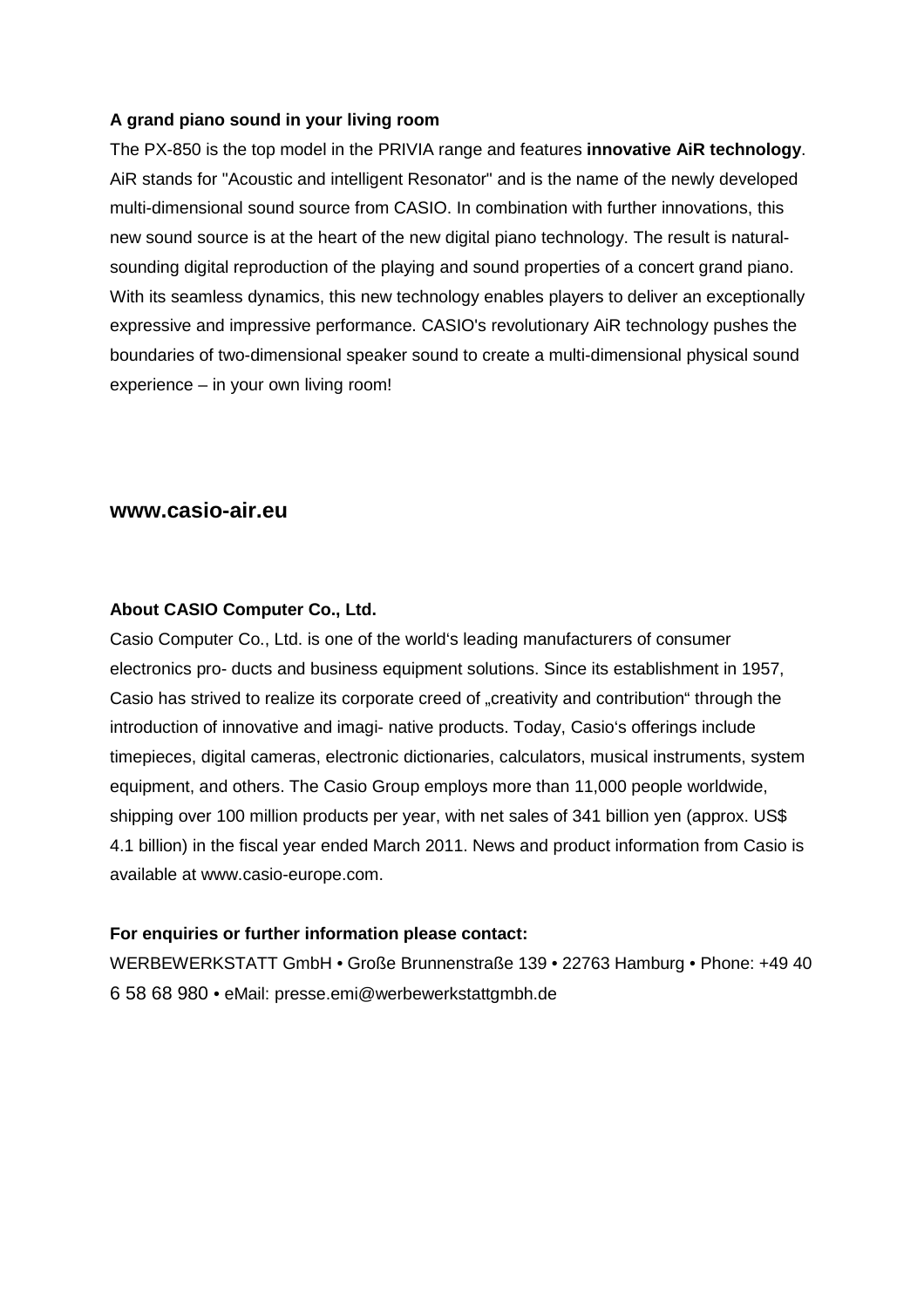**A grand piano sound in your living room**

The PX-850 is the top model in the PRIVIA range and features **innovative AiR technology**. AiR stands for "Acoustic and intelligent Resonator" and is the name of the newly developed multi-dimensional sound source from CASIO. In combination with further innovations, this new sound source is at the heart of the new digital piano technology. The result is natural-sounding digital reproduction of the playing and sound properties of a concert grand piano. With its seamless dynamics, this new technology enables players to deliver an exceptionally expressive and impressive performance. CASIO's revolutionary AiR technology pushes the boundaries of two-dimensional speaker sound to create a multi-dimensional physical sound experience – in your own living room!

**www.casio-air.eu**

**About CASIO Computer Co., Ltd.**

Casio Computer Co., Ltd. is one of the world's leading manufacturers of consumer electronics pro- ducts and business equipment solutions. Since its establishment in 1957, Casio has strived to realize its corporate creed of „creativity and contribution" through the introduction of innovative and imagi- native products. Today, Casio's offerings include timepieces, digital cameras, electronic dictionaries, calculators, musical instruments, system equipment, and others. The Casio Group employs more than 11,000 people worldwide, shipping over 100 million products per year, with net sales of 341 billion yen (approx. US$ 4.1 billion) in the fiscal year ended March 2011. News and product information from Casio is available at www.casio-europe.com.

**For enquiries or further information please contact:**

WERBEWERKSTATT GmbH • Große Brunnenstraße 139 • 22763 Hamburg • Phone: +49 40 6 58 68 980 • eMail: presse.emi@werbewerkstattgmbh.de